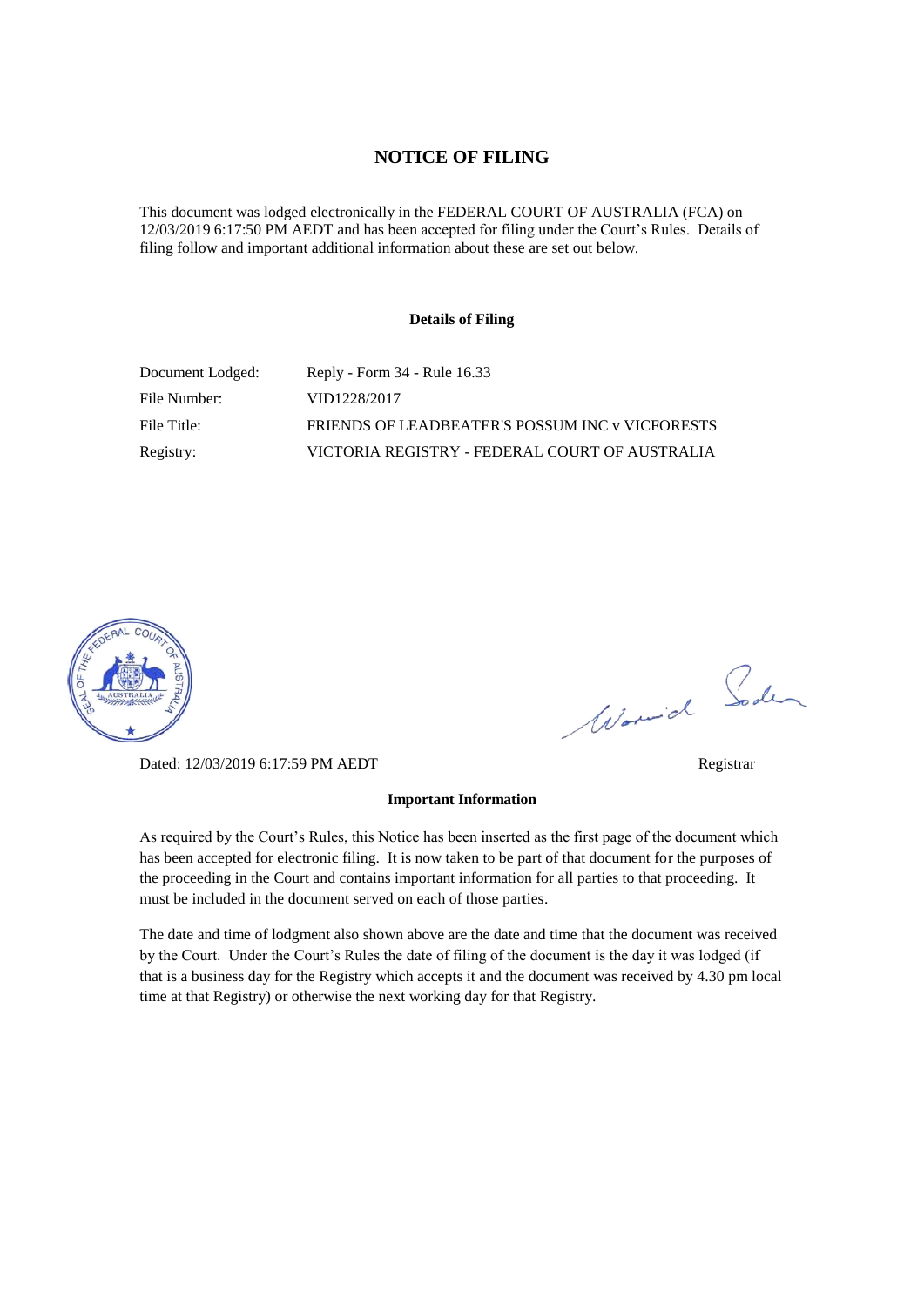# NOTICE OF FILING

This document was lodged electronically in the FEDERAL COURT OF AUSTRALIA (FCA) on 12/03/2019 6:17:50 PM AEDT and has been accepted for filing under the Court's Rules. Details of filing follow and important additional information about these are set out below.

## Details of Filing

| | |
|---|---|
| Document Lodged: | Reply - Form 34 - Rule 16.33 |
| File Number: | VID1228/2017 |
| File Title: | FRIENDS OF LEADBEATER'S POSSUM INC v VICFORESTS |
| Registry: | VICTORIA REGISTRY - FEDERAL COURT OF AUSTRALIA |

Dated: 12/03/2019 6:17:59 PM AEDT

Registrar

## Important Information

As required by the Court's Rules, this Notice has been inserted as the first page of the document which has been accepted for electronic filing. It is now taken to be part of that document for the purposes of the proceeding in the Court and contains important information for all parties to that proceeding. It must be included in the document served on each of those parties.

The date and time of lodgment also shown above are the date and time that the document was received by the Court. Under the Court's Rules the date of filing of the document is the day it was lodged (if that is a business day for the Registry which accepts it and the document was received by 4.30 pm local time at that Registry) or otherwise the next working day for that Registry.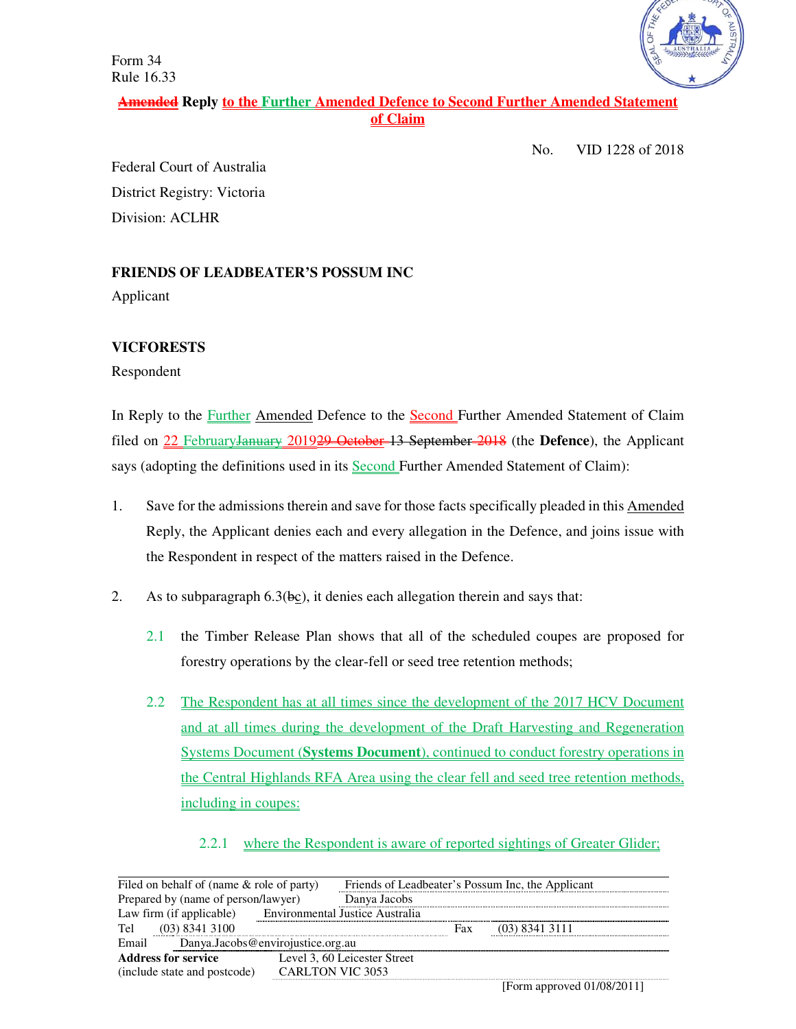Form 34
Rule 16.33

**~~Amended~~ Reply to the Further Amended Defence to Second Further Amended Statement of Claim**

No. VID 1228 of 2018

Federal Court of Australia
District Registry: Victoria
Division: ACLHR

**FRIENDS OF LEADBEATER'S POSSUM INC**
Applicant

**VICFORESTS**
Respondent

In Reply to the Further Amended Defence to the Second Further Amended Statement of Claim filed on 22 February~~January~~ 2019~~29 October~~ ~~13 September~~ ~~2018~~ (the **Defence**), the Applicant says (adopting the definitions used in its Second Further Amended Statement of Claim):

1. Save for the admissions therein and save for those facts specifically pleaded in this Amended Reply, the Applicant denies each and every allegation in the Defence, and joins issue with the Respondent in respect of the matters raised in the Defence.

2. As to subparagraph 6.3(~~b~~c), it denies each allegation therein and says that:

   2.1 the Timber Release Plan shows that all of the scheduled coupes are proposed for forestry operations by the clear-fell or seed tree retention methods;

   2.2 The Respondent has at all times since the development of the 2017 HCV Document and at all times during the development of the Draft Harvesting and Regeneration Systems Document (**Systems Document**), continued to conduct forestry operations in the Central Highlands RFA Area using the clear fell and seed tree retention methods, including in coupes:

      2.2.1 where the Respondent is aware of reported sightings of Greater Glider;

| | |
|---|---|
| Filed on behalf of (name & role of party) | Friends of Leadbeater's Possum Inc, the Applicant |
| Prepared by (name of person/lawyer) | Danya Jacobs |
| Law firm (if applicable) | Environmental Justice Australia |
| Tel | (03) 8341 3100 | Fax (03) 8341 3111 |
| Email | Danya.Jacobs@envirojustice.org.au |
| **Address for service** (include state and postcode) | Level 3, 60 Leicester Street CARLTON VIC 3053 |

[Form approved 01/08/2011]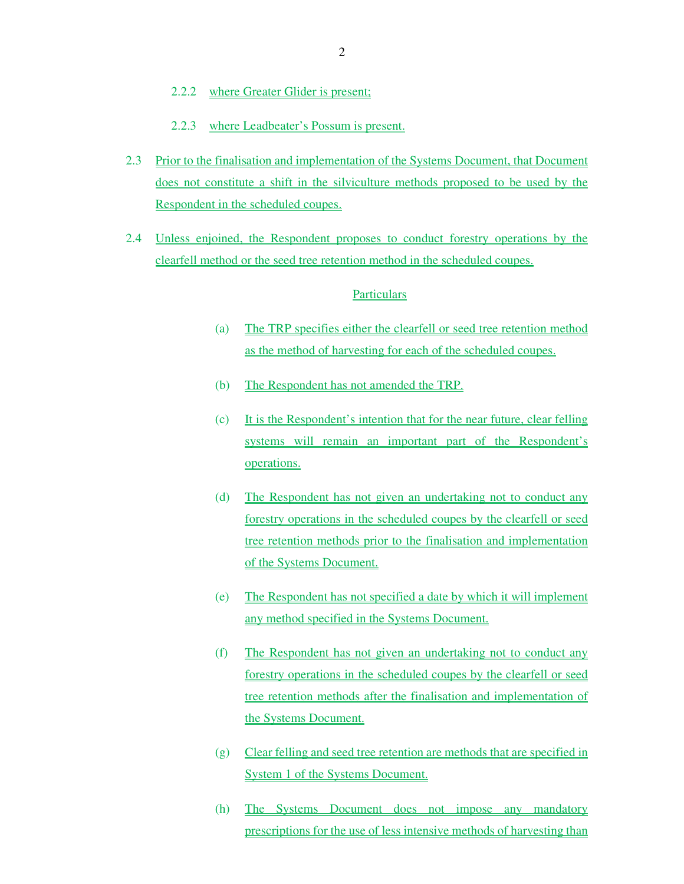2.2.2 where Greater Glider is present;

2.2.3 where Leadbeater's Possum is present.

2.3 Prior to the finalisation and implementation of the Systems Document, that Document does not constitute a shift in the silviculture methods proposed to be used by the Respondent in the scheduled coupes.

2.4 Unless enjoined, the Respondent proposes to conduct forestry operations by the clearfell method or the seed tree retention method in the scheduled coupes.

Particulars

(a) The TRP specifies either the clearfell or seed tree retention method as the method of harvesting for each of the scheduled coupes.

(b) The Respondent has not amended the TRP.

(c) It is the Respondent's intention that for the near future, clear felling systems will remain an important part of the Respondent's operations.

(d) The Respondent has not given an undertaking not to conduct any forestry operations in the scheduled coupes by the clearfell or seed tree retention methods prior to the finalisation and implementation of the Systems Document.

(e) The Respondent has not specified a date by which it will implement any method specified in the Systems Document.

(f) The Respondent has not given an undertaking not to conduct any forestry operations in the scheduled coupes by the clearfell or seed tree retention methods after the finalisation and implementation of the Systems Document.

(g) Clear felling and seed tree retention are methods that are specified in System 1 of the Systems Document.

(h) The Systems Document does not impose any mandatory prescriptions for the use of less intensive methods of harvesting than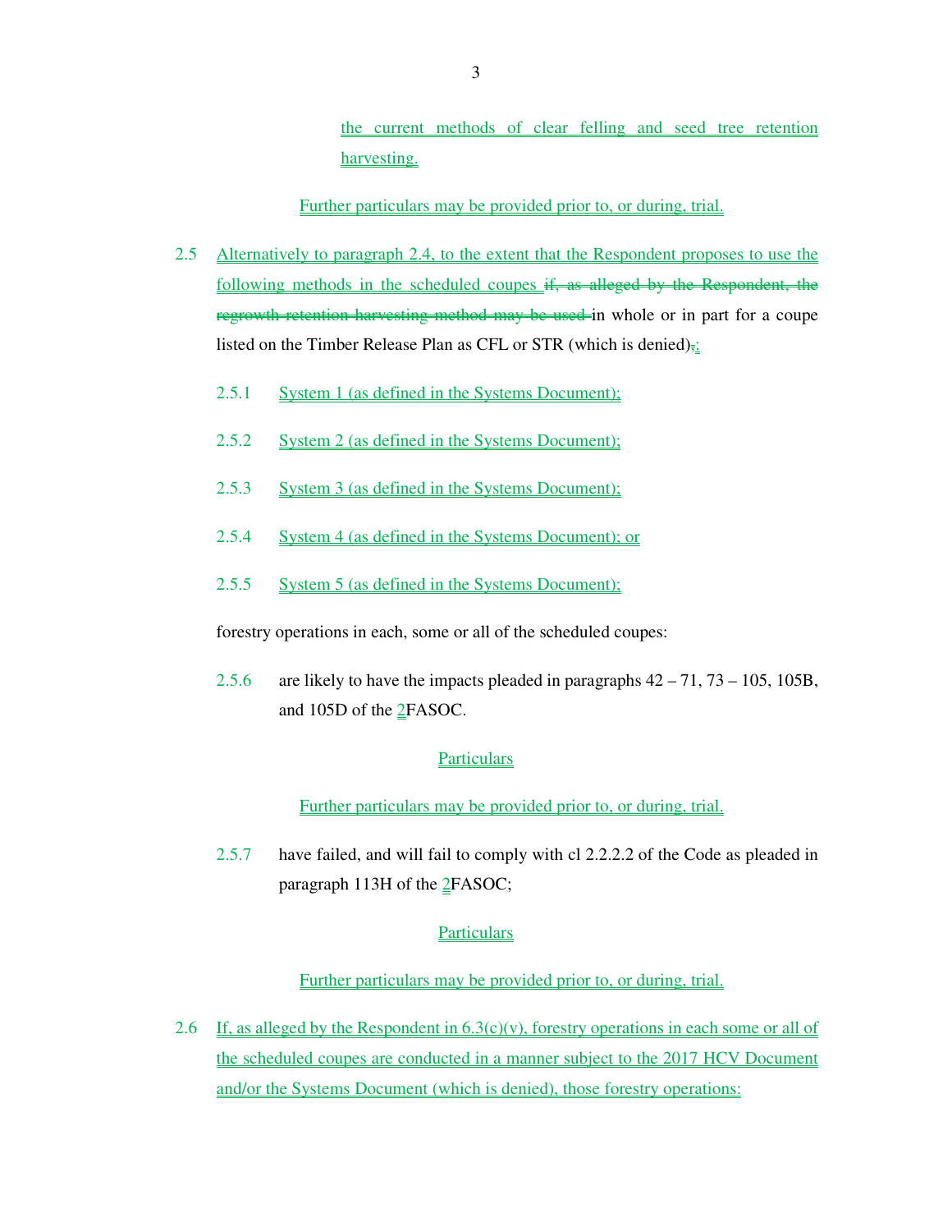the current methods of clear felling and seed tree retention harvesting.

Further particulars may be provided prior to, or during, trial.

2.5 Alternatively to paragraph 2.4, to the extent that the Respondent proposes to use the following methods in the scheduled coupes ~~if, as alleged by the Respondent, the regrowth retention harvesting method may be used~~ in whole or in part for a coupe listed on the Timber Release Plan as CFL or STR (which is denied)~~,~~:

2.5.1 System 1 (as defined in the Systems Document);

2.5.2 System 2 (as defined in the Systems Document);

2.5.3 System 3 (as defined in the Systems Document);

2.5.4 System 4 (as defined in the Systems Document); or

2.5.5 System 5 (as defined in the Systems Document);

forestry operations in each, some or all of the scheduled coupes:

2.5.6 are likely to have the impacts pleaded in paragraphs 42 – 71, 73 – 105, 105B, and 105D of the 2FASOC.

Particulars

Further particulars may be provided prior to, or during, trial.

2.5.7 have failed, and will fail to comply with cl 2.2.2.2 of the Code as pleaded in paragraph 113H of the 2FASOC;

Particulars

Further particulars may be provided prior to, or during, trial.

2.6 If, as alleged by the Respondent in 6.3(c)(v), forestry operations in each some or all of the scheduled coupes are conducted in a manner subject to the 2017 HCV Document and/or the Systems Document (which is denied), those forestry operations: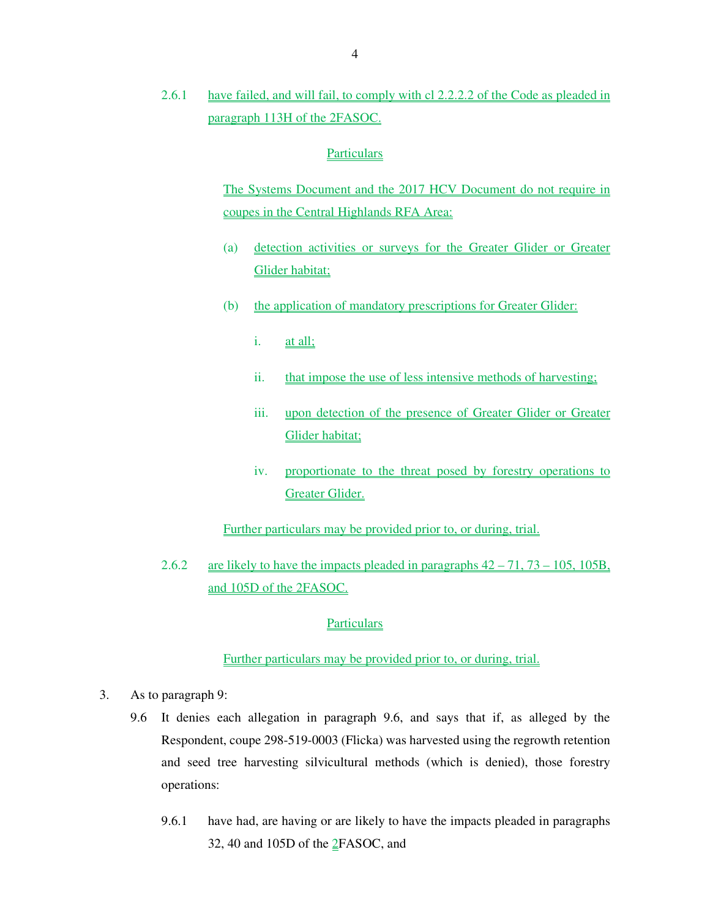2.6.1 have failed, and will fail, to comply with cl 2.2.2.2 of the Code as pleaded in paragraph 113H of the 2FASOC.

Particulars

The Systems Document and the 2017 HCV Document do not require in coupes in the Central Highlands RFA Area:

(a) detection activities or surveys for the Greater Glider or Greater Glider habitat;

(b) the application of mandatory prescriptions for Greater Glider:

i. at all;

ii. that impose the use of less intensive methods of harvesting;

iii. upon detection of the presence of Greater Glider or Greater Glider habitat;

iv. proportionate to the threat posed by forestry operations to Greater Glider.

Further particulars may be provided prior to, or during, trial.

2.6.2 are likely to have the impacts pleaded in paragraphs 42 – 71, 73 – 105, 105B, and 105D of the 2FASOC.

Particulars

Further particulars may be provided prior to, or during, trial.

3. As to paragraph 9:

9.6 It denies each allegation in paragraph 9.6, and says that if, as alleged by the Respondent, coupe 298-519-0003 (Flicka) was harvested using the regrowth retention and seed tree harvesting silvicultural methods (which is denied), those forestry operations:

9.6.1 have had, are having or are likely to have the impacts pleaded in paragraphs 32, 40 and 105D of the 2FASOC, and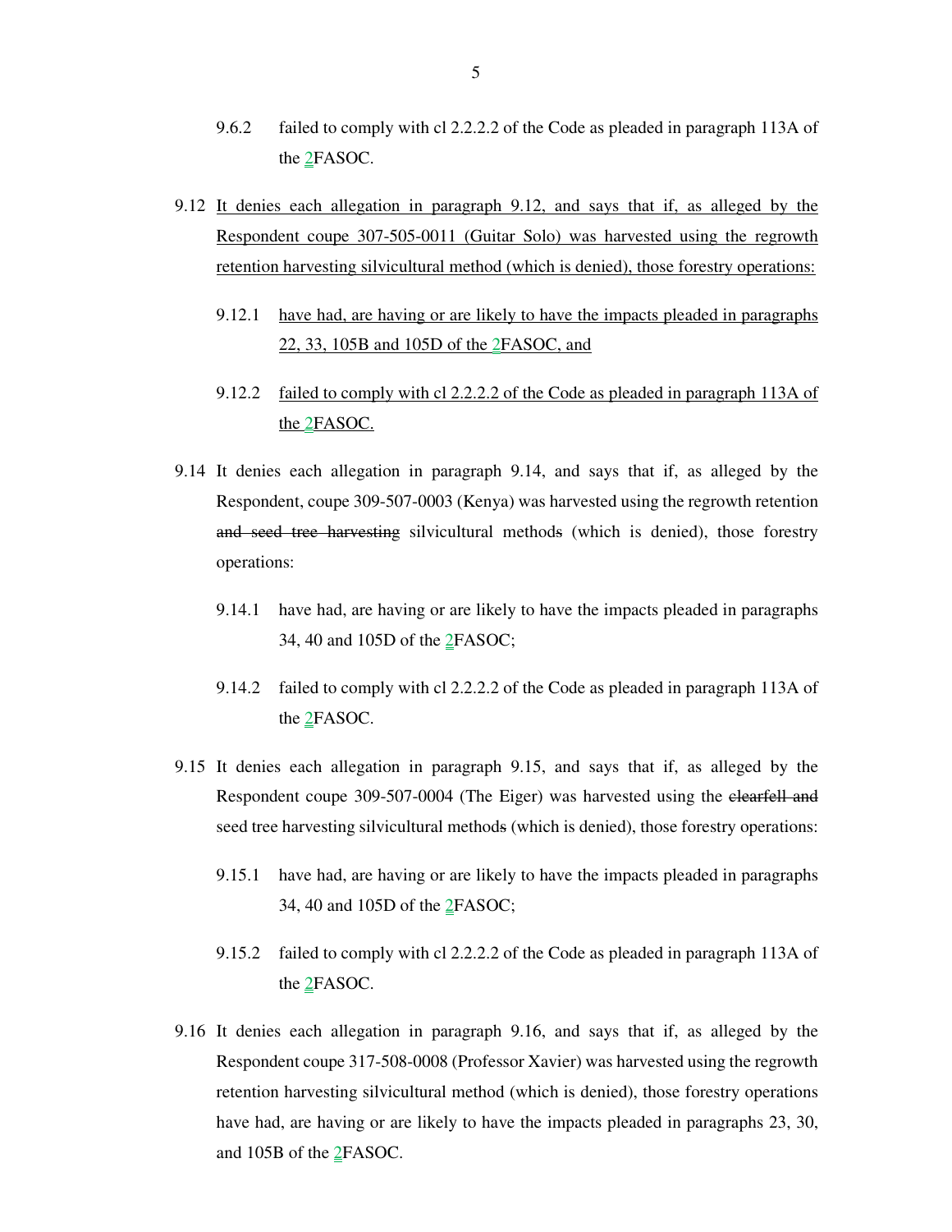9.6.2 failed to comply with cl 2.2.2.2 of the Code as pleaded in paragraph 113A of the 2FASOC.

9.12 It denies each allegation in paragraph 9.12, and says that if, as alleged by the Respondent coupe 307-505-0011 (Guitar Solo) was harvested using the regrowth retention harvesting silvicultural method (which is denied), those forestry operations:

9.12.1 have had, are having or are likely to have the impacts pleaded in paragraphs 22, 33, 105B and 105D of the 2FASOC, and

9.12.2 failed to comply with cl 2.2.2.2 of the Code as pleaded in paragraph 113A of the 2FASOC.

9.14 It denies each allegation in paragraph 9.14, and says that if, as alleged by the Respondent, coupe 309-507-0003 (Kenya) was harvested using the regrowth retention ~~and seed tree harvesting~~ silvicultural method~~s~~ (which is denied), those forestry operations:

9.14.1 have had, are having or are likely to have the impacts pleaded in paragraphs 34, 40 and 105D of the 2FASOC;

9.14.2 failed to comply with cl 2.2.2.2 of the Code as pleaded in paragraph 113A of the 2FASOC.

9.15 It denies each allegation in paragraph 9.15, and says that if, as alleged by the Respondent coupe 309-507-0004 (The Eiger) was harvested using the ~~clearfell and~~ seed tree harvesting silvicultural method~~s~~ (which is denied), those forestry operations:

9.15.1 have had, are having or are likely to have the impacts pleaded in paragraphs 34, 40 and 105D of the 2FASOC;

9.15.2 failed to comply with cl 2.2.2.2 of the Code as pleaded in paragraph 113A of the 2FASOC.

9.16 It denies each allegation in paragraph 9.16, and says that if, as alleged by the Respondent coupe 317-508-0008 (Professor Xavier) was harvested using the regrowth retention harvesting silvicultural method (which is denied), those forestry operations have had, are having or are likely to have the impacts pleaded in paragraphs 23, 30, and 105B of the 2FASOC.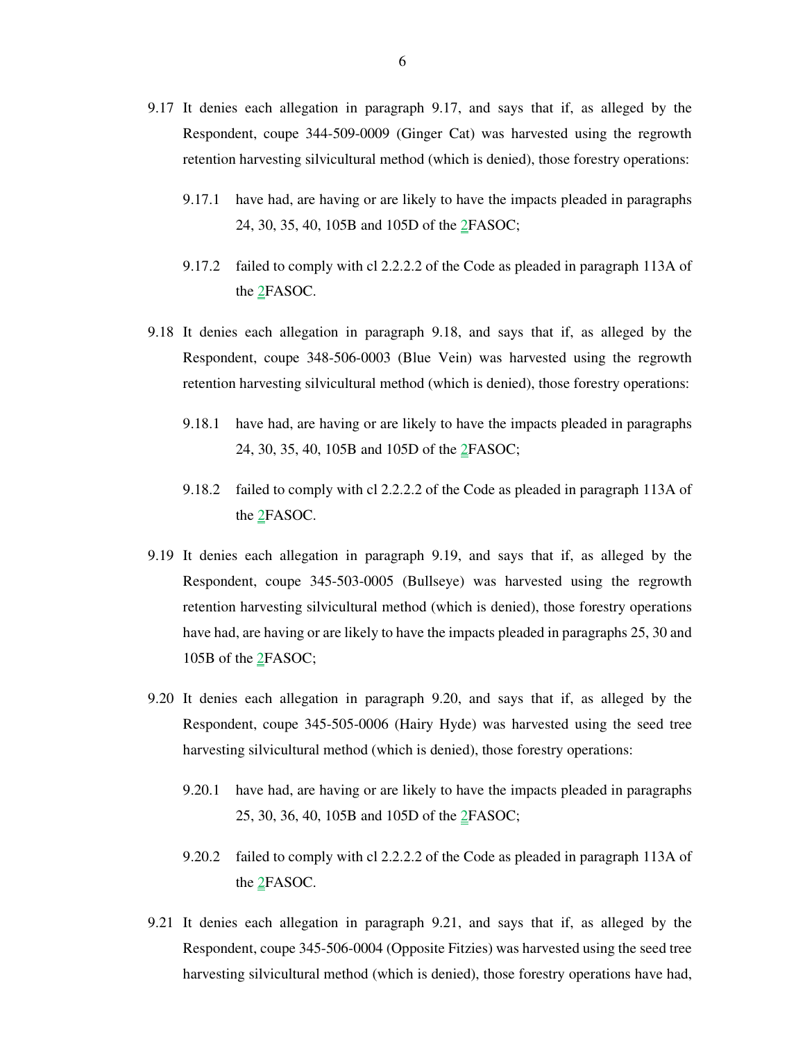9.17 It denies each allegation in paragraph 9.17, and says that if, as alleged by the Respondent, coupe 344-509-0009 (Ginger Cat) was harvested using the regrowth retention harvesting silvicultural method (which is denied), those forestry operations:

9.17.1 have had, are having or are likely to have the impacts pleaded in paragraphs 24, 30, 35, 40, 105B and 105D of the 2FASOC;

9.17.2 failed to comply with cl 2.2.2.2 of the Code as pleaded in paragraph 113A of the 2FASOC.

9.18 It denies each allegation in paragraph 9.18, and says that if, as alleged by the Respondent, coupe 348-506-0003 (Blue Vein) was harvested using the regrowth retention harvesting silvicultural method (which is denied), those forestry operations:

9.18.1 have had, are having or are likely to have the impacts pleaded in paragraphs 24, 30, 35, 40, 105B and 105D of the 2FASOC;

9.18.2 failed to comply with cl 2.2.2.2 of the Code as pleaded in paragraph 113A of the 2FASOC.

9.19 It denies each allegation in paragraph 9.19, and says that if, as alleged by the Respondent, coupe 345-503-0005 (Bullseye) was harvested using the regrowth retention harvesting silvicultural method (which is denied), those forestry operations have had, are having or are likely to have the impacts pleaded in paragraphs 25, 30 and 105B of the 2FASOC;

9.20 It denies each allegation in paragraph 9.20, and says that if, as alleged by the Respondent, coupe 345-505-0006 (Hairy Hyde) was harvested using the seed tree harvesting silvicultural method (which is denied), those forestry operations:

9.20.1 have had, are having or are likely to have the impacts pleaded in paragraphs 25, 30, 36, 40, 105B and 105D of the 2FASOC;

9.20.2 failed to comply with cl 2.2.2.2 of the Code as pleaded in paragraph 113A of the 2FASOC.

9.21 It denies each allegation in paragraph 9.21, and says that if, as alleged by the Respondent, coupe 345-506-0004 (Opposite Fitzies) was harvested using the seed tree harvesting silvicultural method (which is denied), those forestry operations have had,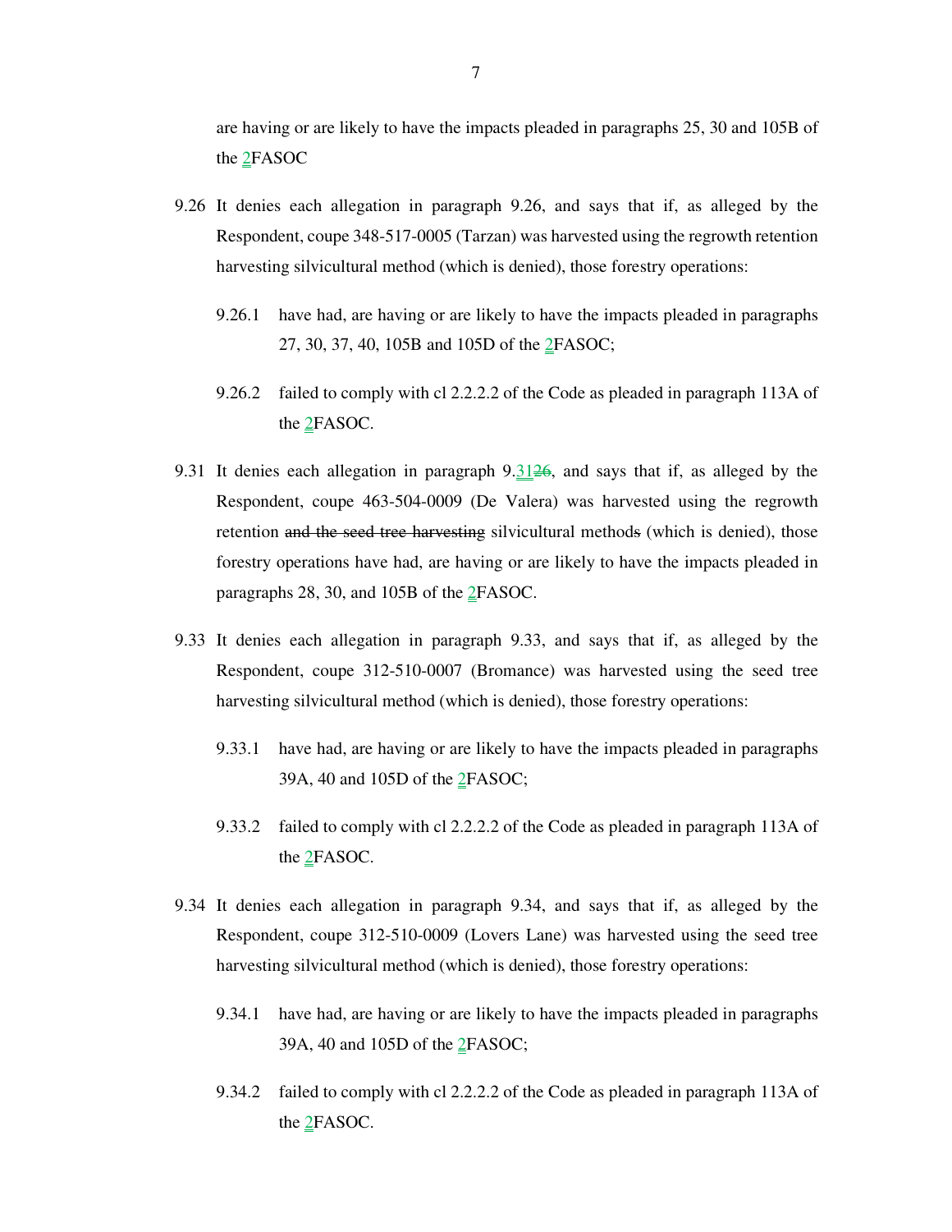are having or are likely to have the impacts pleaded in paragraphs 25, 30 and 105B of the 2FASOC

9.26 It denies each allegation in paragraph 9.26, and says that if, as alleged by the Respondent, coupe 348-517-0005 (Tarzan) was harvested using the regrowth retention harvesting silvicultural method (which is denied), those forestry operations:

9.26.1 have had, are having or are likely to have the impacts pleaded in paragraphs 27, 30, 37, 40, 105B and 105D of the 2FASOC;

9.26.2 failed to comply with cl 2.2.2.2 of the Code as pleaded in paragraph 113A of the 2FASOC.

9.31 It denies each allegation in paragraph 9.31~~26~~, and says that if, as alleged by the Respondent, coupe 463-504-0009 (De Valera) was harvested using the regrowth retention ~~and the seed tree harvesting~~ silvicultural method~~s~~ (which is denied), those forestry operations have had, are having or are likely to have the impacts pleaded in paragraphs 28, 30, and 105B of the 2FASOC.

9.33 It denies each allegation in paragraph 9.33, and says that if, as alleged by the Respondent, coupe 312-510-0007 (Bromance) was harvested using the seed tree harvesting silvicultural method (which is denied), those forestry operations:

9.33.1 have had, are having or are likely to have the impacts pleaded in paragraphs 39A, 40 and 105D of the 2FASOC;

9.33.2 failed to comply with cl 2.2.2.2 of the Code as pleaded in paragraph 113A of the 2FASOC.

9.34 It denies each allegation in paragraph 9.34, and says that if, as alleged by the Respondent, coupe 312-510-0009 (Lovers Lane) was harvested using the seed tree harvesting silvicultural method (which is denied), those forestry operations:

9.34.1 have had, are having or are likely to have the impacts pleaded in paragraphs 39A, 40 and 105D of the 2FASOC;

9.34.2 failed to comply with cl 2.2.2.2 of the Code as pleaded in paragraph 113A of the 2FASOC.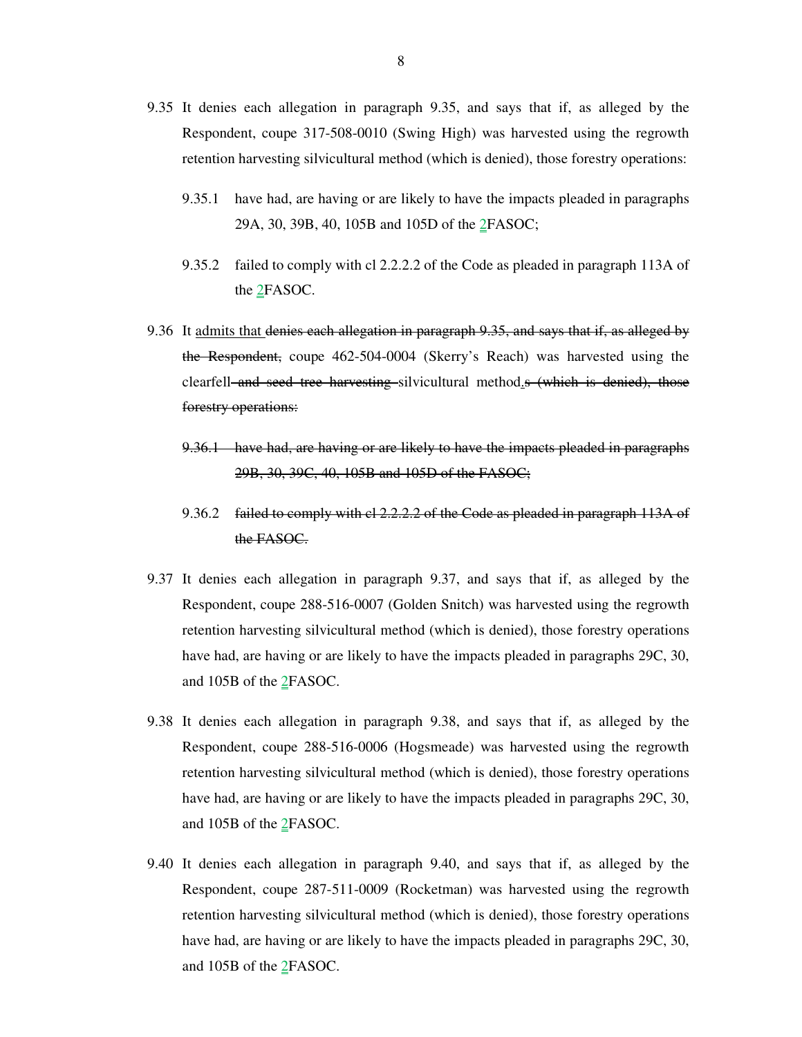9.35 It denies each allegation in paragraph 9.35, and says that if, as alleged by the Respondent, coupe 317-508-0010 (Swing High) was harvested using the regrowth retention harvesting silvicultural method (which is denied), those forestry operations:

9.35.1 have had, are having or are likely to have the impacts pleaded in paragraphs 29A, 30, 39B, 40, 105B and 105D of the <u>2</u>FASOC;

9.35.2 failed to comply with cl 2.2.2.2 of the Code as pleaded in paragraph 113A of the <u>2</u>FASOC.

9.36 It <u>admits that</u> ~~denies each allegation in paragraph 9.35, and says that if, as alleged by the Respondent,~~ coupe 462-504-0004 (Skerry's Reach) was harvested using the clearfell ~~and seed tree harvesting~~ silvicultural method<u>.</u>~~s (which is denied), those forestry operations:~~

~~9.36.1 have had, are having or are likely to have the impacts pleaded in paragraphs 29B, 30, 39C, 40, 105B and 105D of the FASOC;~~

9.36.2 ~~failed to comply with cl 2.2.2.2 of the Code as pleaded in paragraph 113A of the FASOC.~~

9.37 It denies each allegation in paragraph 9.37, and says that if, as alleged by the Respondent, coupe 288-516-0007 (Golden Snitch) was harvested using the regrowth retention harvesting silvicultural method (which is denied), those forestry operations have had, are having or are likely to have the impacts pleaded in paragraphs 29C, 30, and 105B of the <u>2</u>FASOC.

9.38 It denies each allegation in paragraph 9.38, and says that if, as alleged by the Respondent, coupe 288-516-0006 (Hogsmeade) was harvested using the regrowth retention harvesting silvicultural method (which is denied), those forestry operations have had, are having or are likely to have the impacts pleaded in paragraphs 29C, 30, and 105B of the <u>2</u>FASOC.

9.40 It denies each allegation in paragraph 9.40, and says that if, as alleged by the Respondent, coupe 287-511-0009 (Rocketman) was harvested using the regrowth retention harvesting silvicultural method (which is denied), those forestry operations have had, are having or are likely to have the impacts pleaded in paragraphs 29C, 30, and 105B of the <u>2</u>FASOC.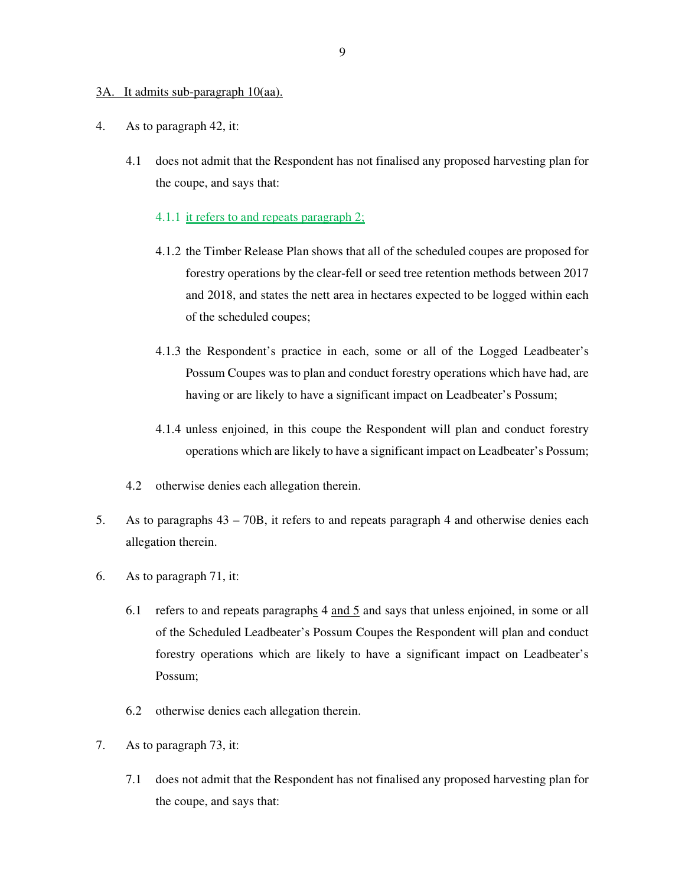3A. It admits sub-paragraph 10(aa).

4. As to paragraph 42, it:

   4.1 does not admit that the Respondent has not finalised any proposed harvesting plan for the coupe, and says that:

      4.1.1 it refers to and repeats paragraph 2;

      4.1.2 the Timber Release Plan shows that all of the scheduled coupes are proposed for forestry operations by the clear-fell or seed tree retention methods between 2017 and 2018, and states the nett area in hectares expected to be logged within each of the scheduled coupes;

      4.1.3 the Respondent's practice in each, some or all of the Logged Leadbeater's Possum Coupes was to plan and conduct forestry operations which have had, are having or are likely to have a significant impact on Leadbeater's Possum;

      4.1.4 unless enjoined, in this coupe the Respondent will plan and conduct forestry operations which are likely to have a significant impact on Leadbeater's Possum;

   4.2 otherwise denies each allegation therein.

5. As to paragraphs 43 – 70B, it refers to and repeats paragraph 4 and otherwise denies each allegation therein.

6. As to paragraph 71, it:

   6.1 refers to and repeats paragraphs 4 and 5 and says that unless enjoined, in some or all of the Scheduled Leadbeater's Possum Coupes the Respondent will plan and conduct forestry operations which are likely to have a significant impact on Leadbeater's Possum;

   6.2 otherwise denies each allegation therein.

7. As to paragraph 73, it:

   7.1 does not admit that the Respondent has not finalised any proposed harvesting plan for the coupe, and says that: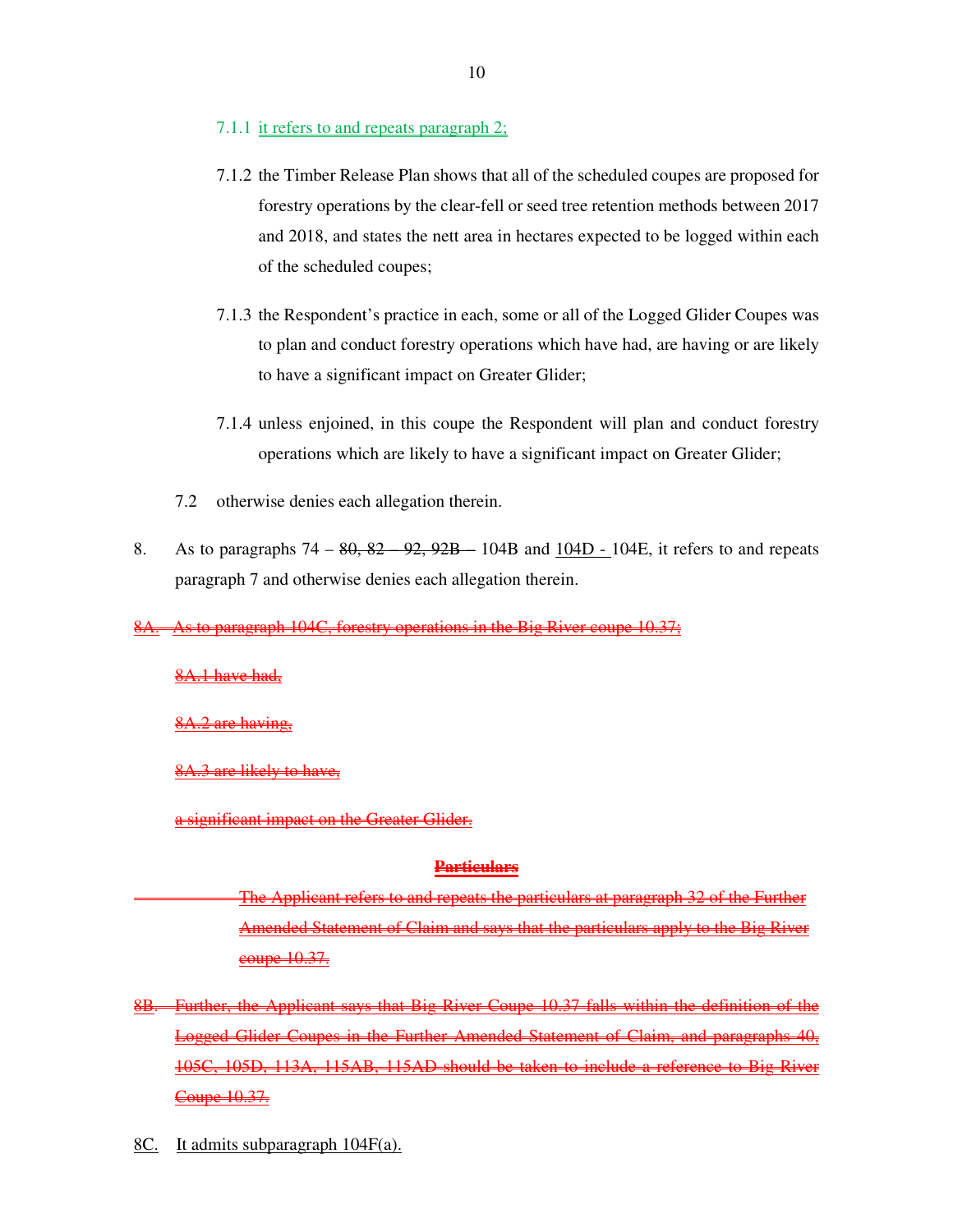7.1.1 it refers to and repeats paragraph 2;

7.1.2 the Timber Release Plan shows that all of the scheduled coupes are proposed for forestry operations by the clear-fell or seed tree retention methods between 2017 and 2018, and states the nett area in hectares expected to be logged within each of the scheduled coupes;

7.1.3 the Respondent's practice in each, some or all of the Logged Glider Coupes was to plan and conduct forestry operations which have had, are having or are likely to have a significant impact on Greater Glider;

7.1.4 unless enjoined, in this coupe the Respondent will plan and conduct forestry operations which are likely to have a significant impact on Greater Glider;

7.2 otherwise denies each allegation therein.

8. As to paragraphs 74 – ~~80, 82 – 92, 92B –~~ 104B and 104D - 104E, it refers to and repeats paragraph 7 and otherwise denies each allegation therein.

~~8A. As to paragraph 104C, forestry operations in the Big River coupe 10.37;~~

~~8A.1 have had,~~

~~8A.2 are having,~~

~~8A.3 are likely to have,~~

~~a significant impact on the Greater Glider.~~

~~**Particulars**~~

~~The Applicant refers to and repeats the particulars at paragraph 32 of the Further Amended Statement of Claim and says that the particulars apply to the Big River coupe 10.37.~~

~~8B. Further, the Applicant says that Big River Coupe 10.37 falls within the definition of the Logged Glider Coupes in the Further Amended Statement of Claim, and paragraphs 40, 105C, 105D, 113A, 115AB, 115AD should be taken to include a reference to Big River Coupe 10.37.~~

8C. It admits subparagraph 104F(a).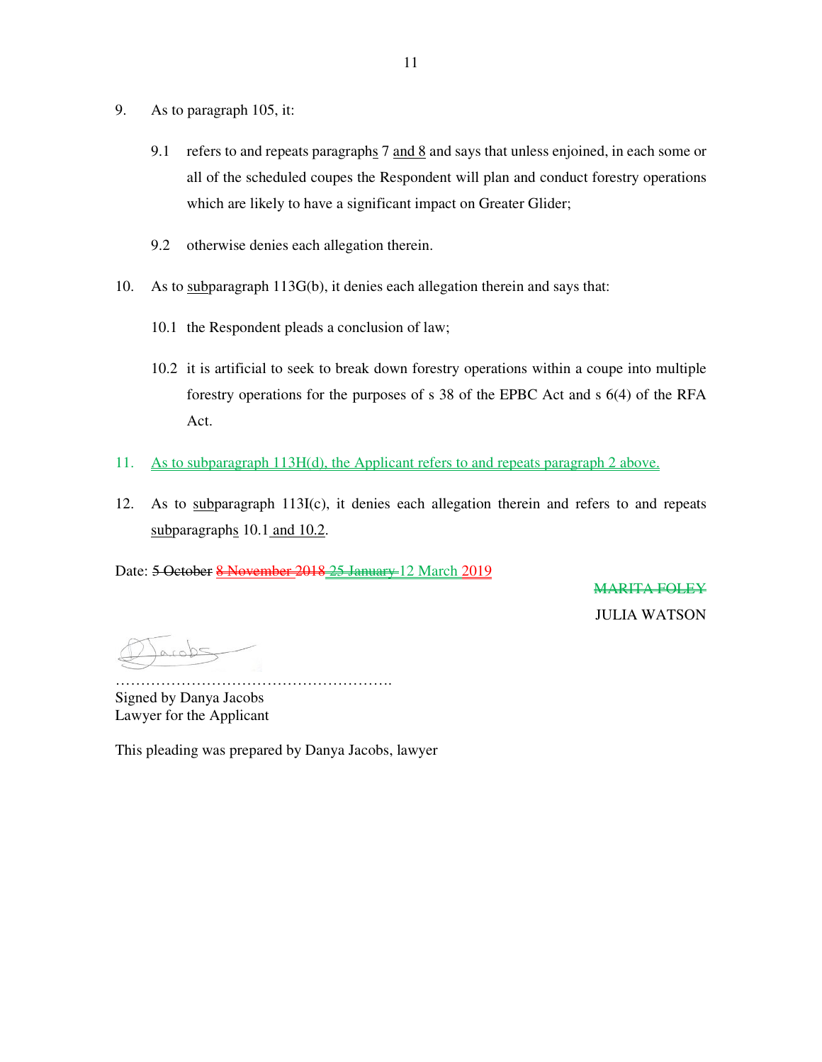9. As to paragraph 105, it:

   9.1 refers to and repeats paragraphs 7 and 8 and says that unless enjoined, in each some or all of the scheduled coupes the Respondent will plan and conduct forestry operations which are likely to have a significant impact on Greater Glider;

   9.2 otherwise denies each allegation therein.

10. As to subparagraph 113G(b), it denies each allegation therein and says that:

   10.1 the Respondent pleads a conclusion of law;

   10.2 it is artificial to seek to break down forestry operations within a coupe into multiple forestry operations for the purposes of s 38 of the EPBC Act and s 6(4) of the RFA Act.

11. As to subparagraph 113H(d), the Applicant refers to and repeats paragraph 2 above.

12. As to subparagraph 113I(c), it denies each allegation therein and refers to and repeats subparagraphs 10.1 and 10.2.

Date: ~~5 October~~ ~~8 November 2018~~ ~~25 January~~ 12 March 2019

~~MARITA FOLEY~~

JULIA WATSON

……………………………………………….
Signed by Danya Jacobs
Lawyer for the Applicant

This pleading was prepared by Danya Jacobs, lawyer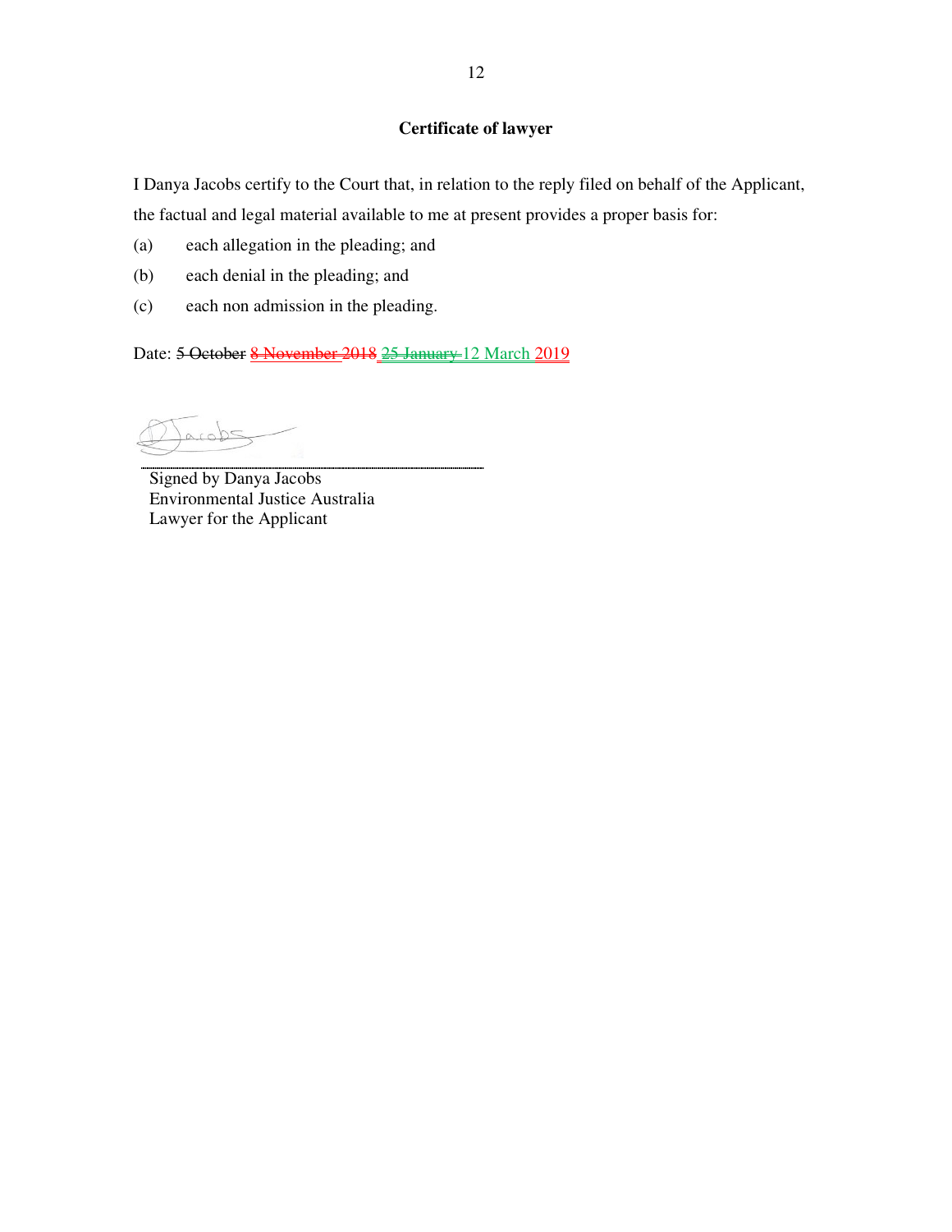**Certificate of lawyer**

I Danya Jacobs certify to the Court that, in relation to the reply filed on behalf of the Applicant, the factual and legal material available to me at present provides a proper basis for:

(a) each allegation in the pleading; and

(b) each denial in the pleading; and

(c) each non admission in the pleading.

Date: ~~5 October~~ ~~8 November 2018~~ ~~25 January~~ 12 March 2019

Signed by Danya Jacobs
Environmental Justice Australia
Lawyer for the Applicant